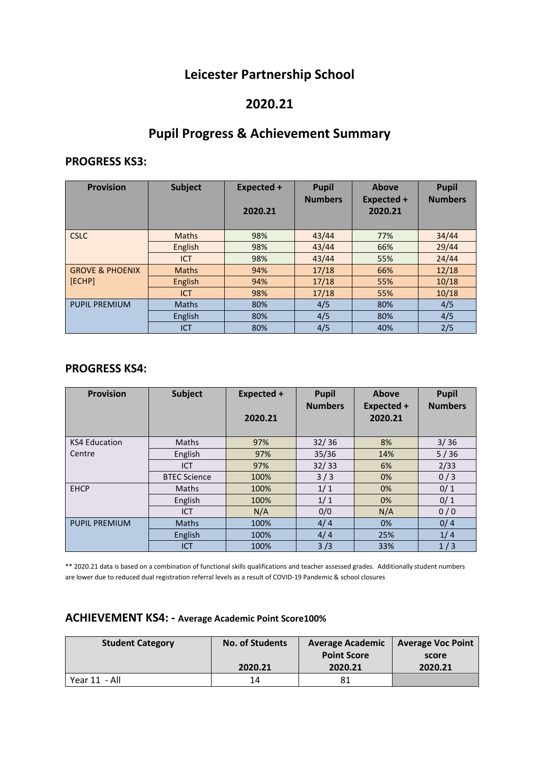# Leicester Partnership School

# 2020.21

# Pupil Progress & Achievement Summary

## PROGRESS KS3:

| Provision | Subject | Expected + 2020.21 | Pupil Numbers | Above Expected + 2020.21 | Pupil Numbers |
|---|---|---|---|---|---|
| CSLC | Maths | 98% | 43/44 | 77% | 34/44 |
| | English | 98% | 43/44 | 66% | 29/44 |
| | ICT | 98% | 43/44 | 55% | 24/44 |
| GROVE & PHOENIX [ECHP] | Maths | 94% | 17/18 | 66% | 12/18 |
| | English | 94% | 17/18 | 55% | 10/18 |
| | ICT | 98% | 17/18 | 55% | 10/18 |
| PUPIL PREMIUM | Maths | 80% | 4/5 | 80% | 4/5 |
| | English | 80% | 4/5 | 80% | 4/5 |
| | ICT | 80% | 4/5 | 40% | 2/5 |

## PROGRESS KS4:

| Provision | Subject | Expected + 2020.21 | Pupil Numbers | Above Expected + 2020.21 | Pupil Numbers |
|---|---|---|---|---|---|
| KS4 Education Centre | Maths | 97% | 32/ 36 | 8% | 3/ 36 |
| | English | 97% | 35/36 | 14% | 5 / 36 |
| | ICT | 97% | 32/ 33 | 6% | 2/33 |
| | BTEC Science | 100% | 3 / 3 | 0% | 0 / 3 |
| EHCP | Maths | 100% | 1/ 1 | 0% | 0/ 1 |
| | English | 100% | 1/ 1 | 0% | 0/ 1 |
| | ICT | N/A | 0/0 | N/A | 0 / 0 |
| PUPIL PREMIUM | Maths | 100% | 4/ 4 | 0% | 0/ 4 |
| | English | 100% | 4/ 4 | 25% | 1/ 4 |
| | ICT | 100% | 3 /3 | 33% | 1 / 3 |

** 2020.21 data is based on a combination of functional skills qualifications and teacher assessed grades. Additionally student numbers are lower due to reduced dual registration referral levels as a result of COVID-19 Pandemic & school closures

## ACHIEVEMENT KS4: - Average Academic Point Score100%

| Student Category | No. of Students 2020.21 | Average Academic Point Score 2020.21 | Average Voc Point score 2020.21 |
|---|---|---|---|
| Year 11 - All | 14 | 81 | |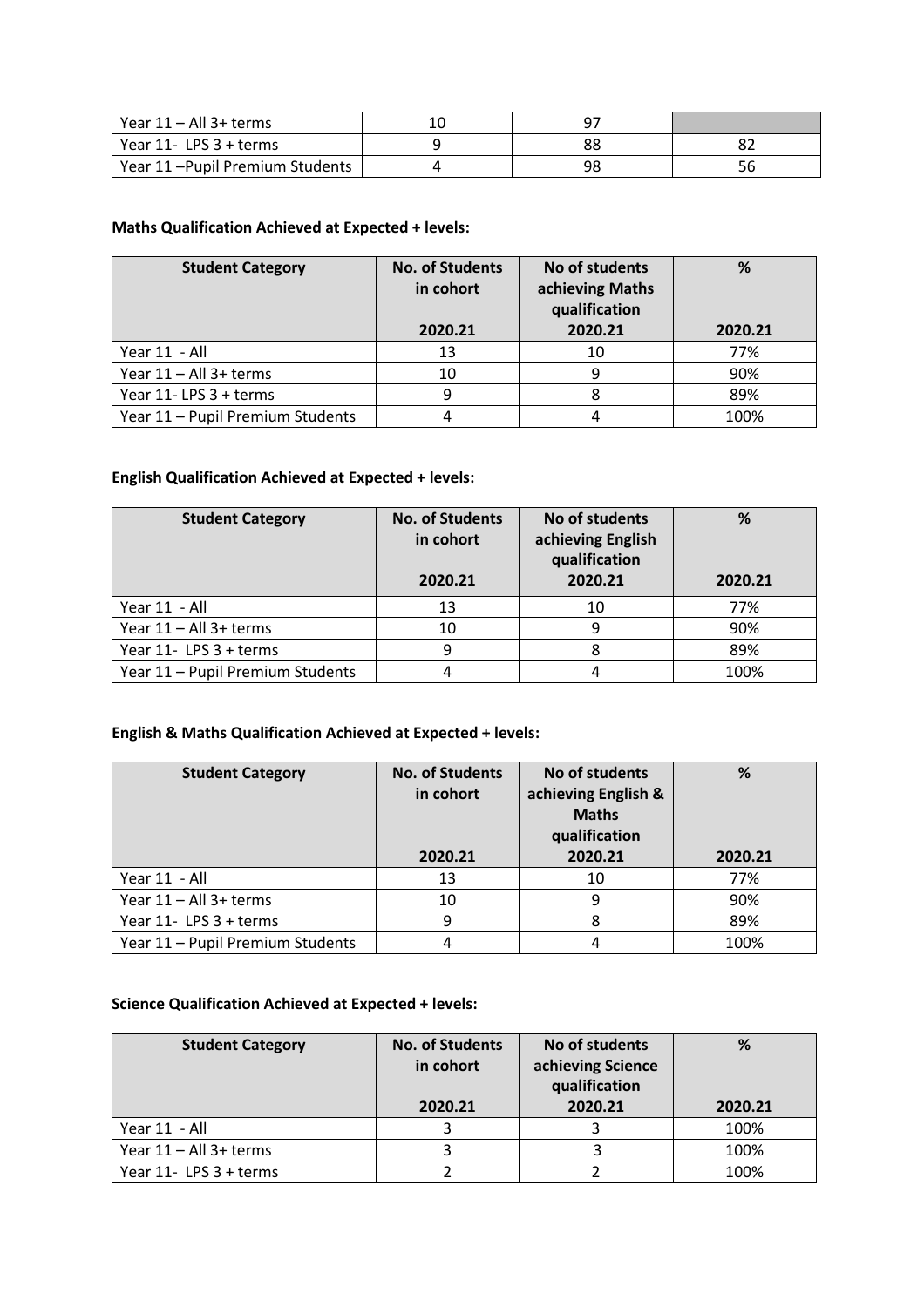| Year 11 – All 3+ terms | 10 | 97 | |
|---|---|---|---|
| Year 11- LPS 3 + terms | 9 | 88 | 82 |
| Year 11 –Pupil Premium Students | 4 | 98 | 56 |

**Maths Qualification Achieved at Expected + levels:**

| Student Category | No. of Students in cohort 2020.21 | No of students achieving Maths qualification 2020.21 | % 2020.21 |
|---|---|---|---|
| Year 11 - All | 13 | 10 | 77% |
| Year 11 – All 3+ terms | 10 | 9 | 90% |
| Year 11- LPS 3 + terms | 9 | 8 | 89% |
| Year 11 – Pupil Premium Students | 4 | 4 | 100% |

**English Qualification Achieved at Expected + levels:**

| Student Category | No. of Students in cohort 2020.21 | No of students achieving English qualification 2020.21 | % 2020.21 |
|---|---|---|---|
| Year 11 - All | 13 | 10 | 77% |
| Year 11 – All 3+ terms | 10 | 9 | 90% |
| Year 11- LPS 3 + terms | 9 | 8 | 89% |
| Year 11 – Pupil Premium Students | 4 | 4 | 100% |

**English & Maths Qualification Achieved at Expected + levels:**

| Student Category | No. of Students in cohort 2020.21 | No of students achieving English & Maths qualification 2020.21 | % 2020.21 |
|---|---|---|---|
| Year 11 - All | 13 | 10 | 77% |
| Year 11 – All 3+ terms | 10 | 9 | 90% |
| Year 11- LPS 3 + terms | 9 | 8 | 89% |
| Year 11 – Pupil Premium Students | 4 | 4 | 100% |

**Science Qualification Achieved at Expected + levels:**

| Student Category | No. of Students in cohort 2020.21 | No of students achieving Science qualification 2020.21 | % 2020.21 |
|---|---|---|---|
| Year 11 - All | 3 | 3 | 100% |
| Year 11 – All 3+ terms | 3 | 3 | 100% |
| Year 11- LPS 3 + terms | 2 | 2 | 100% |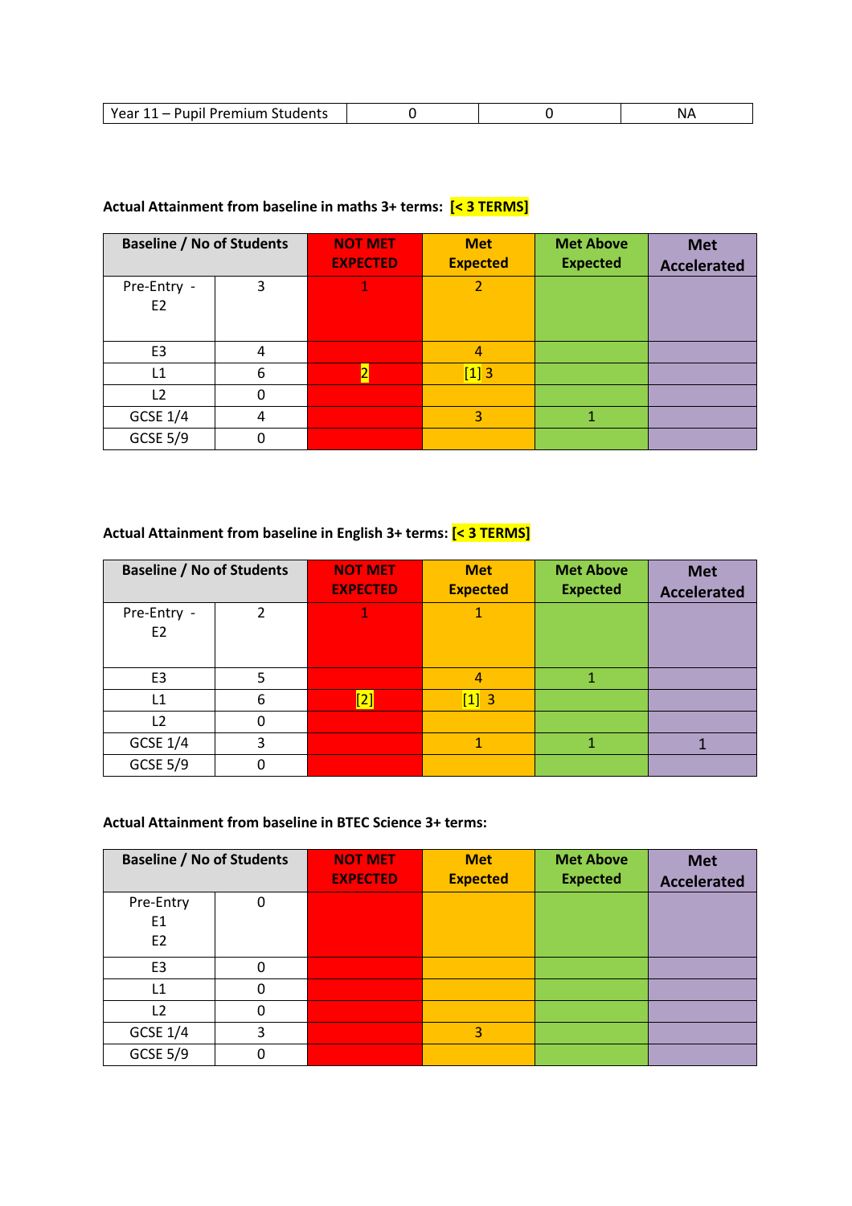| Year 11 – Pupil Premium Students | 0 | 0 | NA |
|---|---|---|---|

**Actual Attainment from baseline in maths 3+ terms: [< 3 TERMS]**

| Baseline / No of Students | | NOT MET EXPECTED | Met Expected | Met Above Expected | Met Accelerated |
|---|---|---|---|---|---|
| Pre-Entry - E2 | 3 | 1 | 2 | | |
| E3 | 4 | | 4 | | |
| L1 | 6 | 2 | [1] 3 | | |
| L2 | 0 | | | | |
| GCSE 1/4 | 4 | | 3 | 1 | |
| GCSE 5/9 | 0 | | | | |

**Actual Attainment from baseline in English 3+ terms: [< 3 TERMS]**

| Baseline / No of Students | | NOT MET EXPECTED | Met Expected | Met Above Expected | Met Accelerated |
|---|---|---|---|---|---|
| Pre-Entry - E2 | 2 | 1 | 1 | | |
| E3 | 5 | | 4 | 1 | |
| L1 | 6 | [2] | [1] 3 | | |
| L2 | 0 | | | | |
| GCSE 1/4 | 3 | | 1 | 1 | 1 |
| GCSE 5/9 | 0 | | | | |

**Actual Attainment from baseline in BTEC Science 3+ terms:**

| Baseline / No of Students | | NOT MET EXPECTED | Met Expected | Met Above Expected | Met Accelerated |
|---|---|---|---|---|---|
| Pre-Entry E1 E2 | 0 | | | | |
| E3 | 0 | | | | |
| L1 | 0 | | | | |
| L2 | 0 | | | | |
| GCSE 1/4 | 3 | | 3 | | |
| GCSE 5/9 | 0 | | | | |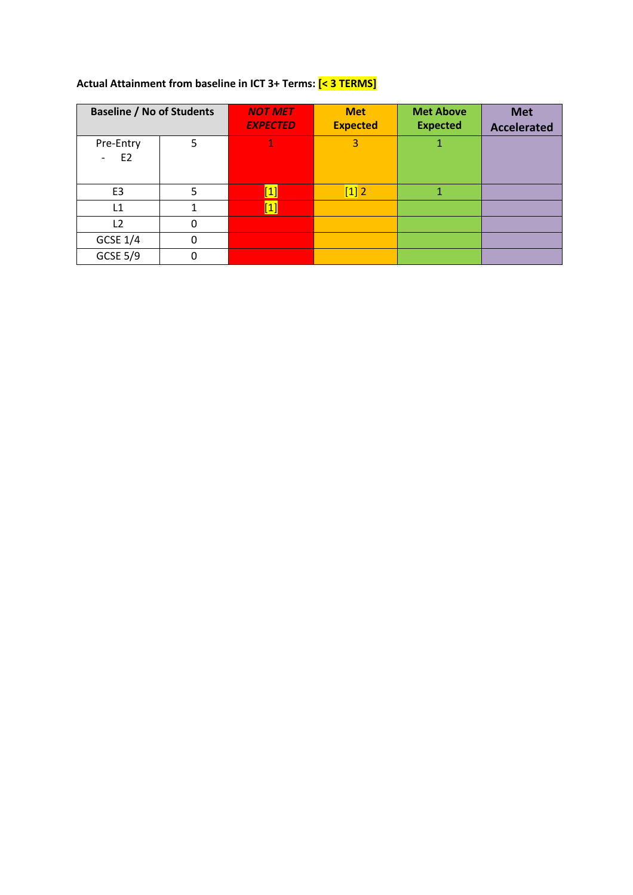**Actual Attainment from baseline in ICT 3+ Terms: [< 3 TERMS]**

| Baseline / No of Students | | *NOT MET EXPECTED* | Met Expected | Met Above Expected | Met Accelerated |
|---|---|---|---|---|---|
| Pre-Entry - E2 | 5 | 1 | 3 | 1 | |
| E3 | 5 | [1] | [1] 2 | 1 | |
| L1 | 1 | [1] | | | |
| L2 | 0 | | | | |
| GCSE 1/4 | 0 | | | | |
| GCSE 5/9 | 0 | | | | |